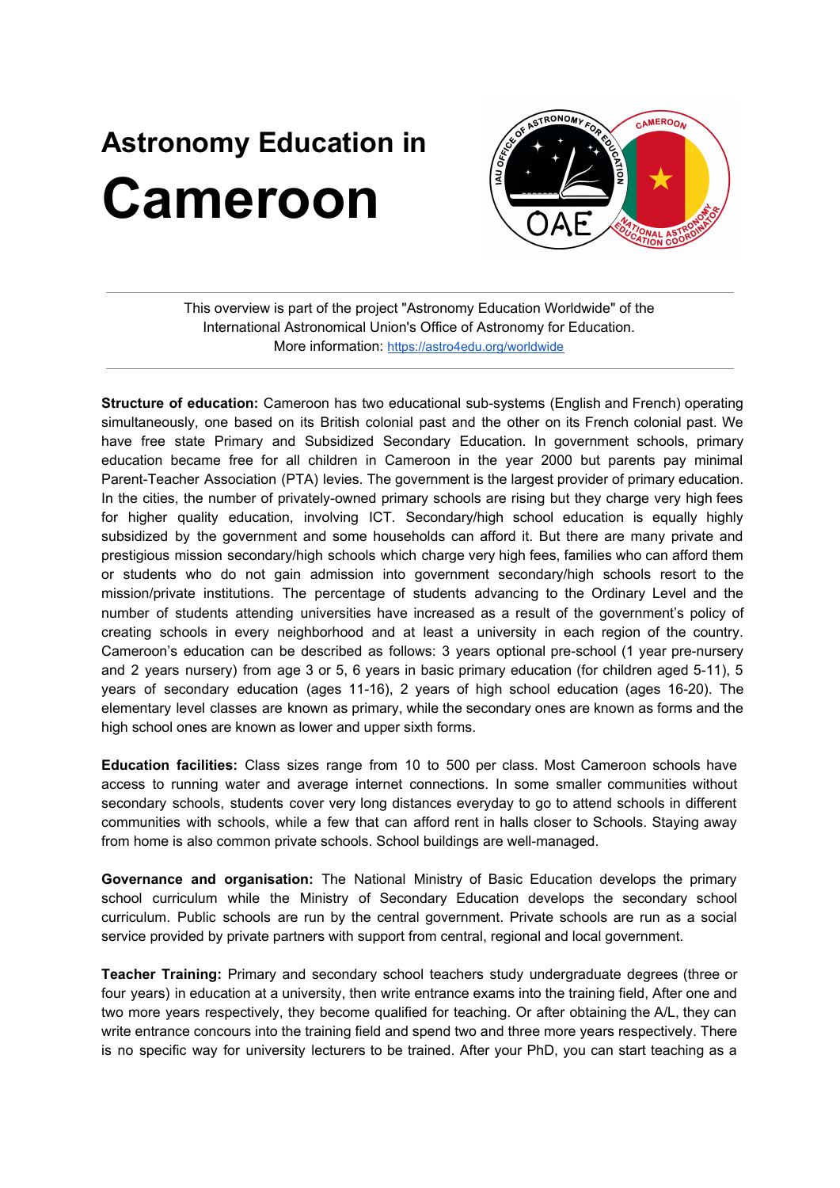# Astronomy Education in
# Cameroon

This overview is part of the project "Astronomy Education Worldwide" of the International Astronomical Union's Office of Astronomy for Education.
More information: https://astro4edu.org/worldwide

**Structure of education:** Cameroon has two educational sub-systems (English and French) operating simultaneously, one based on its British colonial past and the other on its French colonial past. We have free state Primary and Subsidized Secondary Education. In government schools, primary education became free for all children in Cameroon in the year 2000 but parents pay minimal Parent-Teacher Association (PTA) levies. The government is the largest provider of primary education. In the cities, the number of privately-owned primary schools are rising but they charge very high fees for higher quality education, involving ICT. Secondary/high school education is equally highly subsidized by the government and some households can afford it. But there are many private and prestigious mission secondary/high schools which charge very high fees, families who can afford them or students who do not gain admission into government secondary/high schools resort to the mission/private institutions. The percentage of students advancing to the Ordinary Level and the number of students attending universities have increased as a result of the government's policy of creating schools in every neighborhood and at least a university in each region of the country. Cameroon's education can be described as follows: 3 years optional pre-school (1 year pre-nursery and 2 years nursery) from age 3 or 5, 6 years in basic primary education (for children aged 5-11), 5 years of secondary education (ages 11-16), 2 years of high school education (ages 16-20). The elementary level classes are known as primary, while the secondary ones are known as forms and the high school ones are known as lower and upper sixth forms.

**Education facilities:** Class sizes range from 10 to 500 per class. Most Cameroon schools have access to running water and average internet connections. In some smaller communities without secondary schools, students cover very long distances everyday to go to attend schools in different communities with schools, while a few that can afford rent in halls closer to Schools. Staying away from home is also common private schools. School buildings are well-managed.

**Governance and organisation:** The National Ministry of Basic Education develops the primary school curriculum while the Ministry of Secondary Education develops the secondary school curriculum. Public schools are run by the central government. Private schools are run as a social service provided by private partners with support from central, regional and local government.

**Teacher Training:** Primary and secondary school teachers study undergraduate degrees (three or four years) in education at a university, then write entrance exams into the training field, After one and two more years respectively, they become qualified for teaching. Or after obtaining the A/L, they can write entrance concours into the training field and spend two and three more years respectively. There is no specific way for university lecturers to be trained. After your PhD, you can start teaching as a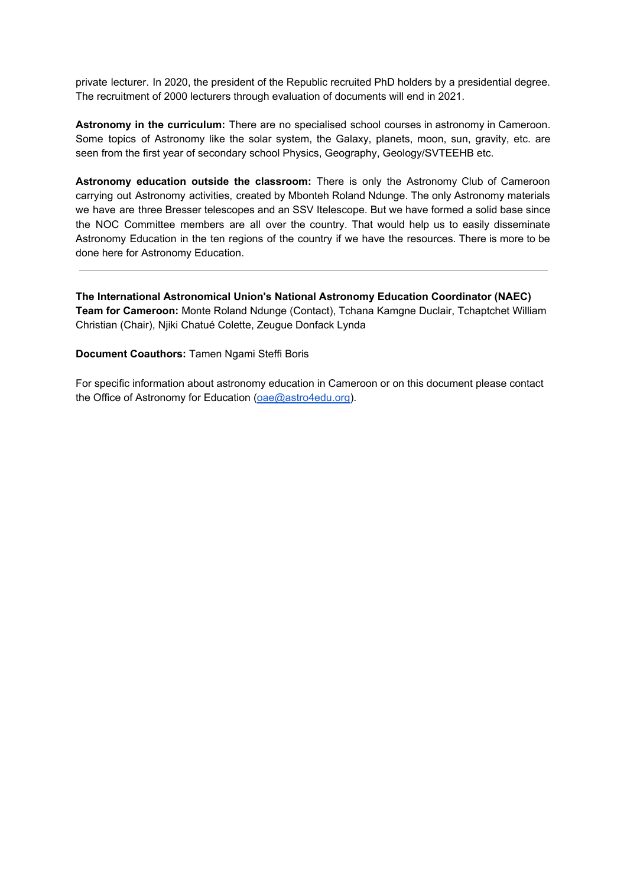private lecturer. In 2020, the president of the Republic recruited PhD holders by a presidential degree. The recruitment of 2000 lecturers through evaluation of documents will end in 2021.

**Astronomy in the curriculum:** There are no specialised school courses in astronomy in Cameroon. Some topics of Astronomy like the solar system, the Galaxy, planets, moon, sun, gravity, etc. are seen from the first year of secondary school Physics, Geography, Geology/SVTEEHB etc.

**Astronomy education outside the classroom:** There is only the Astronomy Club of Cameroon carrying out Astronomy activities, created by Mbonteh Roland Ndunge. The only Astronomy materials we have are three Bresser telescopes and an SSV Itelescope. But we have formed a solid base since the NOC Committee members are all over the country. That would help us to easily disseminate Astronomy Education in the ten regions of the country if we have the resources. There is more to be done here for Astronomy Education.

---

**The International Astronomical Union's National Astronomy Education Coordinator (NAEC) Team for Cameroon:** Monte Roland Ndunge (Contact), Tchana Kamgne Duclair, Tchaptchet William Christian (Chair), Njiki Chatué Colette, Zeugue Donfack Lynda

**Document Coauthors:** Tamen Ngami Steffi Boris

For specific information about astronomy education in Cameroon or on this document please contact the Office of Astronomy for Education (oae@astro4edu.org).